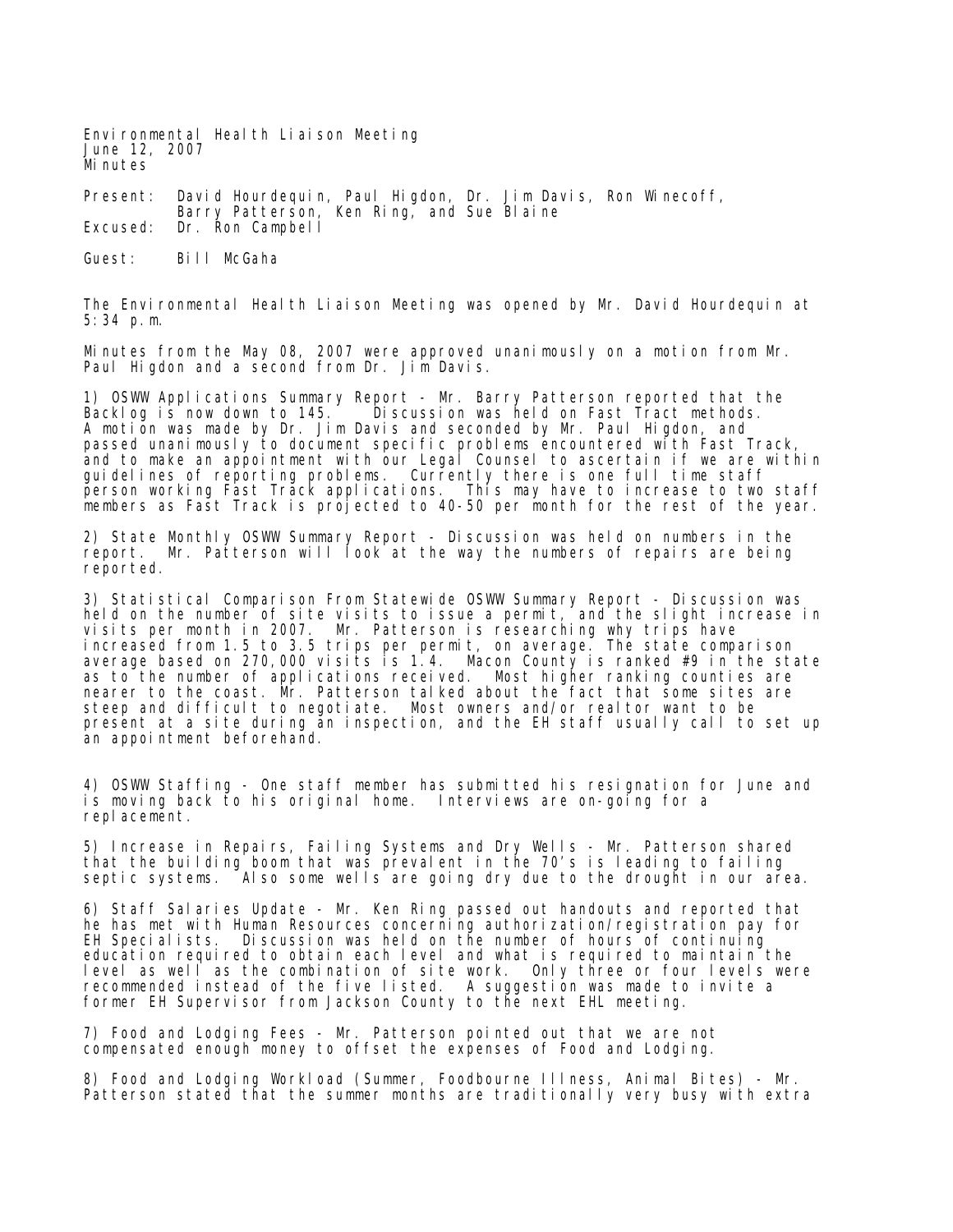Environmental Health Liaison Meeting
June 12, 2007
Minutes

Present: David Hourdequin, Paul Higdon, Dr. Jim Davis, Ron Winecoff, Barry Patterson, Ken Ring, and Sue Blaine
Excused: Dr. Ron Campbell

Guest: Bill McGaha

The Environmental Health Liaison Meeting was opened by Mr. David Hourdequin at 5:34 p.m.

Minutes from the May 08, 2007 were approved unanimously on a motion from Mr. Paul Higdon and a second from Dr. Jim Davis.

1) OSWW Applications Summary Report - Mr. Barry Patterson reported that the Backlog is now down to 145. Discussion was held on Fast Tract methods. A motion was made by Dr. Jim Davis and seconded by Mr. Paul Higdon, and passed unanimously to document specific problems encountered with Fast Track, and to make an appointment with our Legal Counsel to ascertain if we are within guidelines of reporting problems. Currently there is one full time staff person working Fast Track applications. This may have to increase to two staff members as Fast Track is projected to 40-50 per month for the rest of the year.

2) State Monthly OSWW Summary Report - Discussion was held on numbers in the report. Mr. Patterson will look at the way the numbers of repairs are being reported.

3) Statistical Comparison From Statewide OSWW Summary Report - Discussion was held on the number of site visits to issue a permit, and the slight increase in visits per month in 2007. Mr. Patterson is researching why trips have increased from 1.5 to 3.5 trips per permit, on average. The state comparison average based on 270,000 visits is 1.4. Macon County is ranked #9 in the state as to the number of applications received. Most higher ranking counties are nearer to the coast. Mr. Patterson talked about the fact that some sites are steep and difficult to negotiate. Most owners and/or realtor want to be present at a site during an inspection, and the EH staff usually call to set up an appointment beforehand.

4) OSWW Staffing - One staff member has submitted his resignation for June and is moving back to his original home. Interviews are on-going for a replacement.

5) Increase in Repairs, Failing Systems and Dry Wells - Mr. Patterson shared that the building boom that was prevalent in the 70's is leading to failing septic systems. Also some wells are going dry due to the drought in our area.

6) Staff Salaries Update - Mr. Ken Ring passed out handouts and reported that he has met with Human Resources concerning authorization/registration pay for EH Specialists. Discussion was held on the number of hours of continuing education required to obtain each level and what is required to maintain the level as well as the combination of site work. Only three or four levels were recommended instead of the five listed. A suggestion was made to invite a former EH Supervisor from Jackson County to the next EHL meeting.

7) Food and Lodging Fees - Mr. Patterson pointed out that we are not compensated enough money to offset the expenses of Food and Lodging.

8) Food and Lodging Workload (Summer, Foodbourne Illness, Animal Bites) - Mr. Patterson stated that the summer months are traditionally very busy with extra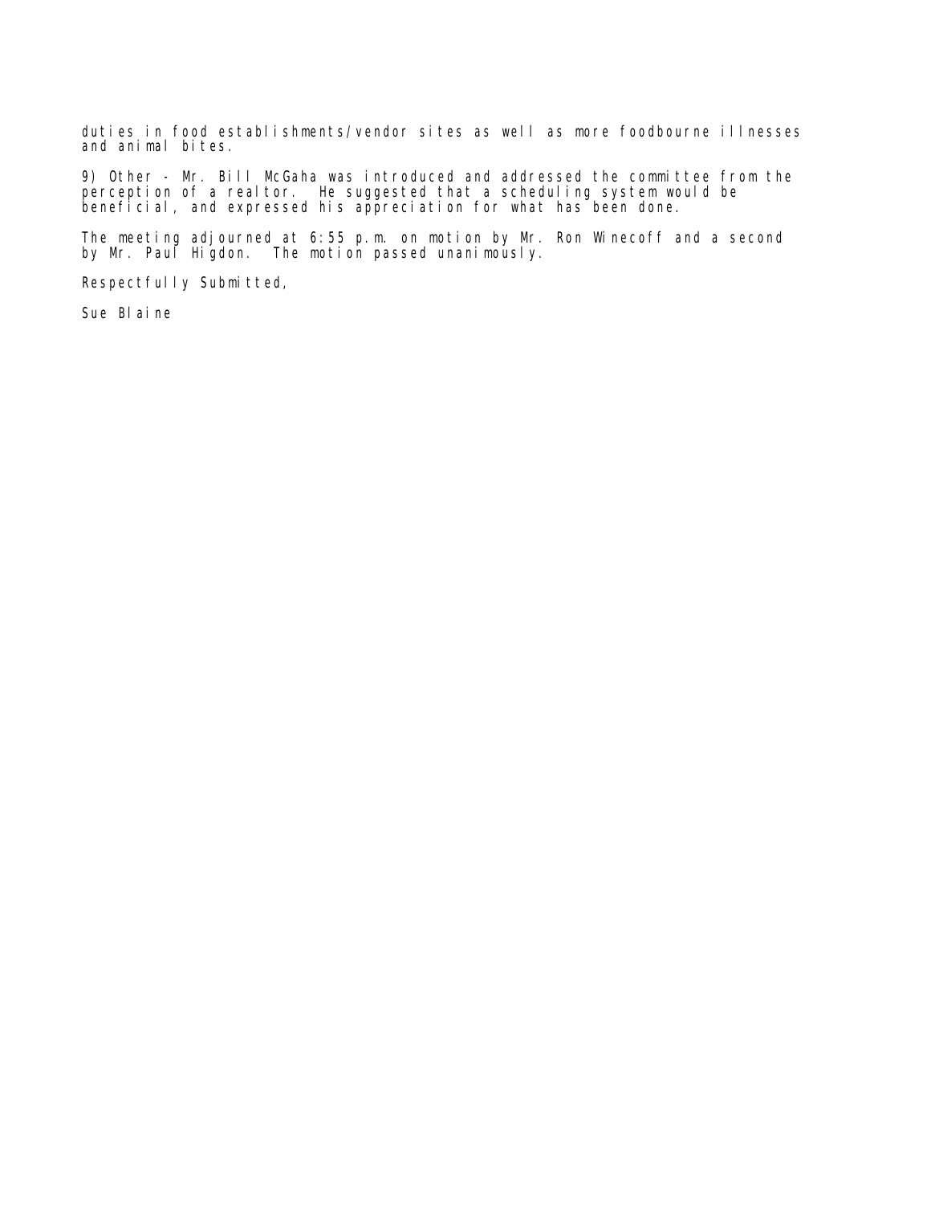duties in food establishments/vendor sites as well as more foodbourne illnesses and animal bites.

9) Other - Mr. Bill McGaha was introduced and addressed the committee from the perception of a realtor. He suggested that a scheduling system would be beneficial, and expressed his appreciation for what has been done.

The meeting adjourned at 6:55 p.m. on motion by Mr. Ron Winecoff and a second by Mr. Paul Higdon. The motion passed unanimously.

Respectfully Submitted,

Sue Blaine